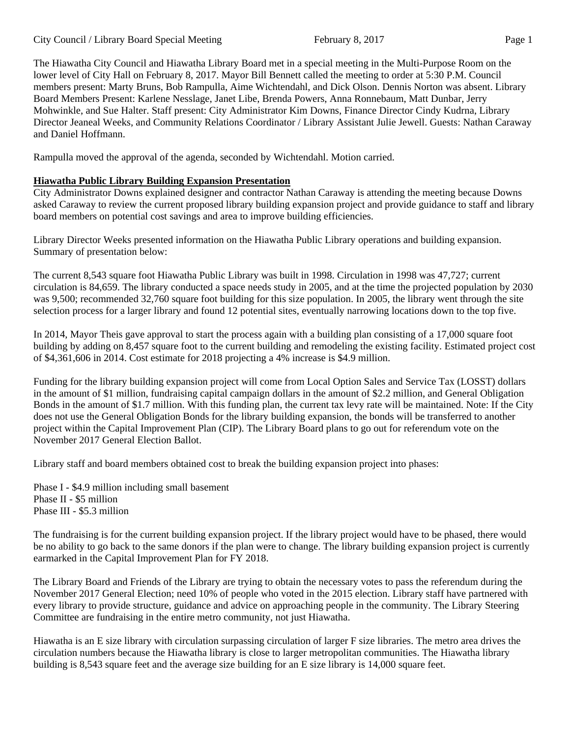The Hiawatha City Council and Hiawatha Library Board met in a special meeting in the Multi-Purpose Room on the lower level of City Hall on February 8, 2017. Mayor Bill Bennett called the meeting to order at 5:30 P.M. Council members present: Marty Bruns, Bob Rampulla, Aime Wichtendahl, and Dick Olson. Dennis Norton was absent. Library Board Members Present: Karlene Nesslage, Janet Libe, Brenda Powers, Anna Ronnebaum, Matt Dunbar, Jerry Mohwinkle, and Sue Halter. Staff present: City Administrator Kim Downs, Finance Director Cindy Kudrna, Library Director Jeaneal Weeks, and Community Relations Coordinator / Library Assistant Julie Jewell. Guests: Nathan Caraway and Daniel Hoffmann.

Rampulla moved the approval of the agenda, seconded by Wichtendahl. Motion carried.

**Hiawatha Public Library Building Expansion Presentation**

City Administrator Downs explained designer and contractor Nathan Caraway is attending the meeting because Downs asked Caraway to review the current proposed library building expansion project and provide guidance to staff and library board members on potential cost savings and area to improve building efficiencies.

Library Director Weeks presented information on the Hiawatha Public Library operations and building expansion. Summary of presentation below:

The current 8,543 square foot Hiawatha Public Library was built in 1998. Circulation in 1998 was 47,727; current circulation is 84,659. The library conducted a space needs study in 2005, and at the time the projected population by 2030 was 9,500; recommended 32,760 square foot building for this size population. In 2005, the library went through the site selection process for a larger library and found 12 potential sites, eventually narrowing locations down to the top five.

In 2014, Mayor Theis gave approval to start the process again with a building plan consisting of a 17,000 square foot building by adding on 8,457 square foot to the current building and remodeling the existing facility. Estimated project cost of $4,361,606 in 2014. Cost estimate for 2018 projecting a 4% increase is $4.9 million.

Funding for the library building expansion project will come from Local Option Sales and Service Tax (LOSST) dollars in the amount of $1 million, fundraising capital campaign dollars in the amount of $2.2 million, and General Obligation Bonds in the amount of $1.7 million. With this funding plan, the current tax levy rate will be maintained. Note: If the City does not use the General Obligation Bonds for the library building expansion, the bonds will be transferred to another project within the Capital Improvement Plan (CIP). The Library Board plans to go out for referendum vote on the November 2017 General Election Ballot.

Library staff and board members obtained cost to break the building expansion project into phases:

Phase I - $4.9 million including small basement
Phase II - $5 million
Phase III - $5.3 million

The fundraising is for the current building expansion project. If the library project would have to be phased, there would be no ability to go back to the same donors if the plan were to change. The library building expansion project is currently earmarked in the Capital Improvement Plan for FY 2018.

The Library Board and Friends of the Library are trying to obtain the necessary votes to pass the referendum during the November 2017 General Election; need 10% of people who voted in the 2015 election. Library staff have partnered with every library to provide structure, guidance and advice on approaching people in the community. The Library Steering Committee are fundraising in the entire metro community, not just Hiawatha.

Hiawatha is an E size library with circulation surpassing circulation of larger F size libraries. The metro area drives the circulation numbers because the Hiawatha library is close to larger metropolitan communities. The Hiawatha library building is 8,543 square feet and the average size building for an E size library is 14,000 square feet.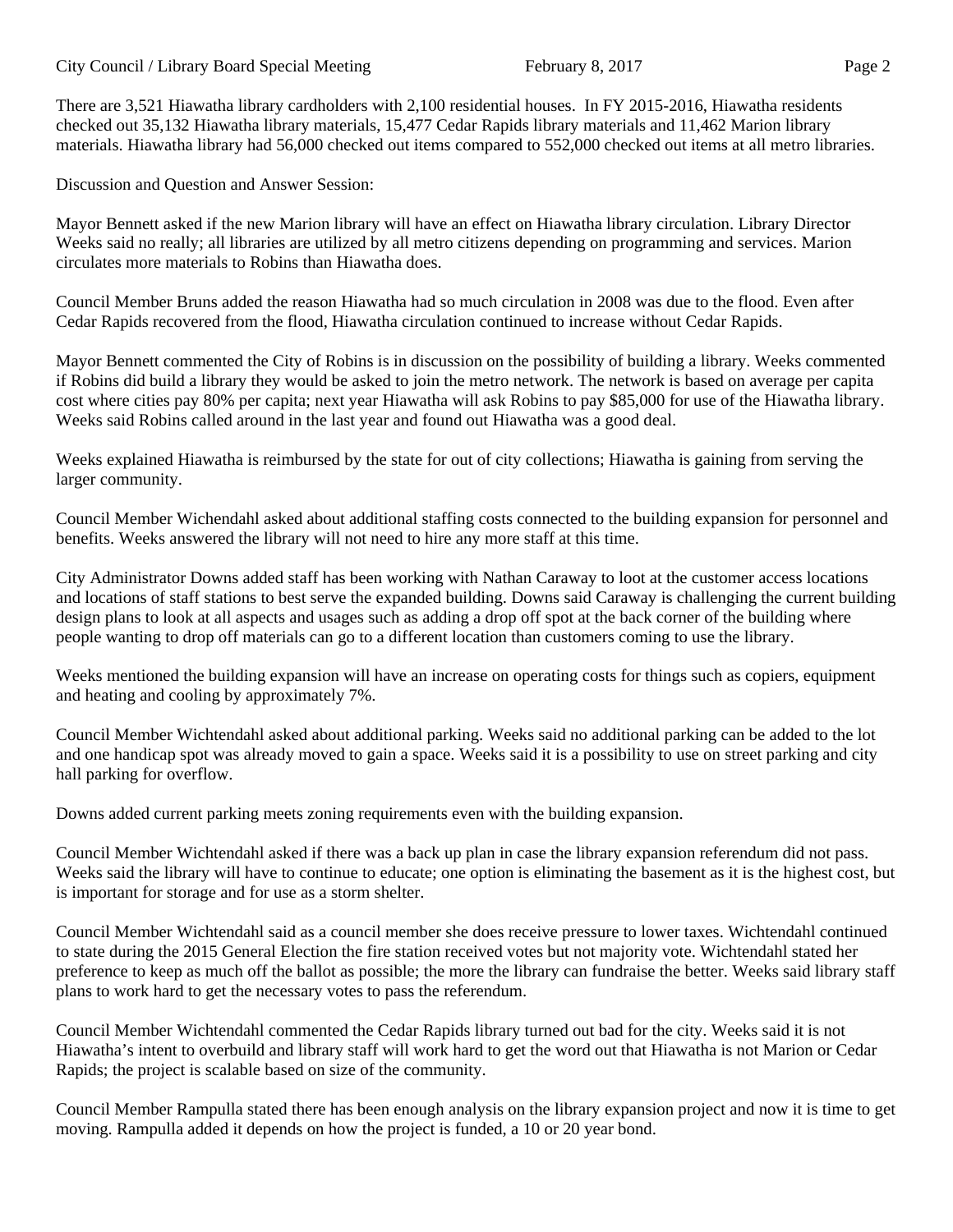There are 3,521 Hiawatha library cardholders with 2,100 residential houses. In FY 2015-2016, Hiawatha residents checked out 35,132 Hiawatha library materials, 15,477 Cedar Rapids library materials and 11,462 Marion library materials. Hiawatha library had 56,000 checked out items compared to 552,000 checked out items at all metro libraries.

Discussion and Question and Answer Session:

Mayor Bennett asked if the new Marion library will have an effect on Hiawatha library circulation. Library Director Weeks said no really; all libraries are utilized by all metro citizens depending on programming and services. Marion circulates more materials to Robins than Hiawatha does.

Council Member Bruns added the reason Hiawatha had so much circulation in 2008 was due to the flood. Even after Cedar Rapids recovered from the flood, Hiawatha circulation continued to increase without Cedar Rapids.

Mayor Bennett commented the City of Robins is in discussion on the possibility of building a library. Weeks commented if Robins did build a library they would be asked to join the metro network. The network is based on average per capita cost where cities pay 80% per capita; next year Hiawatha will ask Robins to pay $85,000 for use of the Hiawatha library. Weeks said Robins called around in the last year and found out Hiawatha was a good deal.

Weeks explained Hiawatha is reimbursed by the state for out of city collections; Hiawatha is gaining from serving the larger community.

Council Member Wichendahl asked about additional staffing costs connected to the building expansion for personnel and benefits. Weeks answered the library will not need to hire any more staff at this time.

City Administrator Downs added staff has been working with Nathan Caraway to loot at the customer access locations and locations of staff stations to best serve the expanded building. Downs said Caraway is challenging the current building design plans to look at all aspects and usages such as adding a drop off spot at the back corner of the building where people wanting to drop off materials can go to a different location than customers coming to use the library.

Weeks mentioned the building expansion will have an increase on operating costs for things such as copiers, equipment and heating and cooling by approximately 7%.

Council Member Wichtendahl asked about additional parking. Weeks said no additional parking can be added to the lot and one handicap spot was already moved to gain a space. Weeks said it is a possibility to use on street parking and city hall parking for overflow.

Downs added current parking meets zoning requirements even with the building expansion.

Council Member Wichtendahl asked if there was a back up plan in case the library expansion referendum did not pass. Weeks said the library will have to continue to educate; one option is eliminating the basement as it is the highest cost, but is important for storage and for use as a storm shelter.

Council Member Wichtendahl said as a council member she does receive pressure to lower taxes. Wichtendahl continued to state during the 2015 General Election the fire station received votes but not majority vote. Wichtendahl stated her preference to keep as much off the ballot as possible; the more the library can fundraise the better. Weeks said library staff plans to work hard to get the necessary votes to pass the referendum.

Council Member Wichtendahl commented the Cedar Rapids library turned out bad for the city. Weeks said it is not Hiawatha's intent to overbuild and library staff will work hard to get the word out that Hiawatha is not Marion or Cedar Rapids; the project is scalable based on size of the community.

Council Member Rampulla stated there has been enough analysis on the library expansion project and now it is time to get moving. Rampulla added it depends on how the project is funded, a 10 or 20 year bond.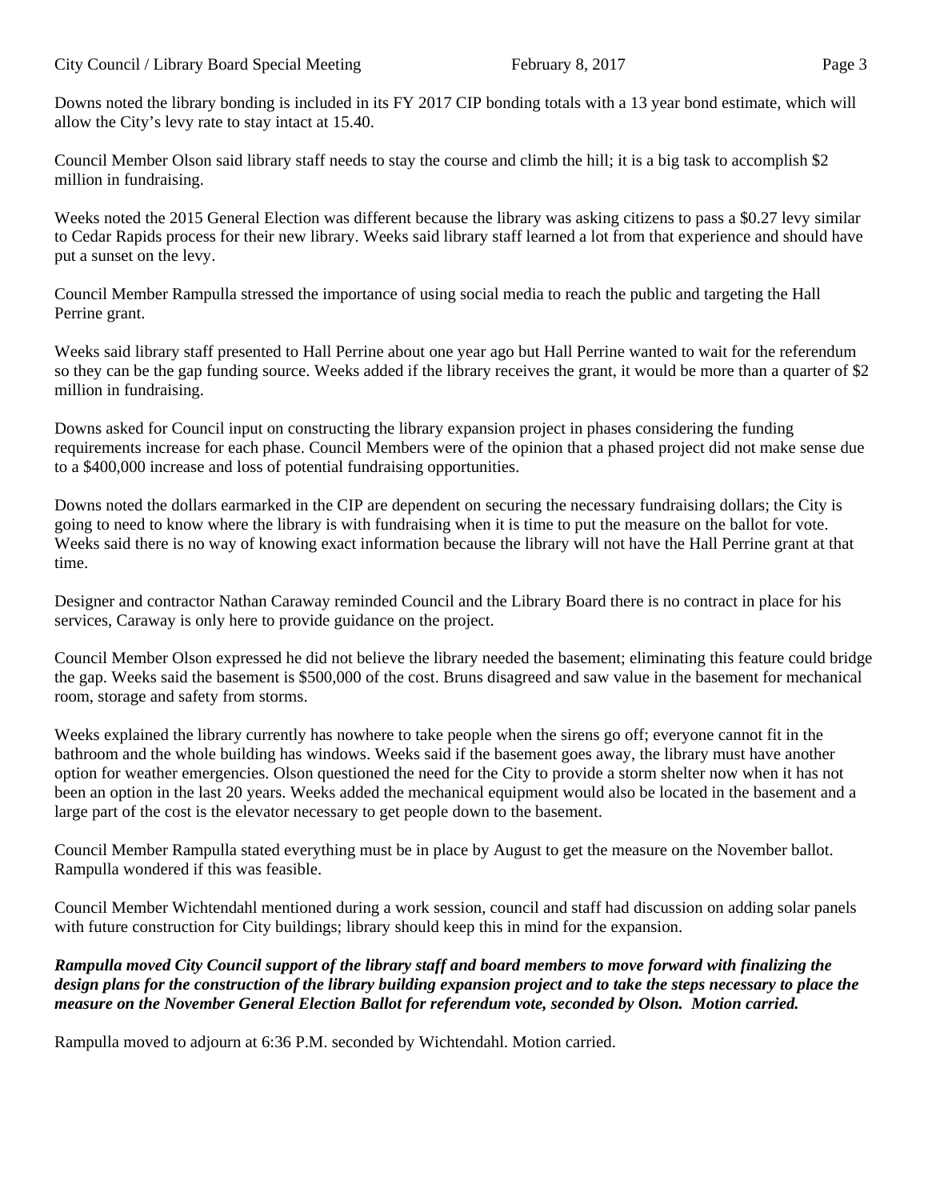Downs noted the library bonding is included in its FY 2017 CIP bonding totals with a 13 year bond estimate, which will allow the City's levy rate to stay intact at 15.40.

Council Member Olson said library staff needs to stay the course and climb the hill; it is a big task to accomplish $2 million in fundraising.

Weeks noted the 2015 General Election was different because the library was asking citizens to pass a $0.27 levy similar to Cedar Rapids process for their new library. Weeks said library staff learned a lot from that experience and should have put a sunset on the levy.

Council Member Rampulla stressed the importance of using social media to reach the public and targeting the Hall Perrine grant.

Weeks said library staff presented to Hall Perrine about one year ago but Hall Perrine wanted to wait for the referendum so they can be the gap funding source. Weeks added if the library receives the grant, it would be more than a quarter of $2 million in fundraising.

Downs asked for Council input on constructing the library expansion project in phases considering the funding requirements increase for each phase. Council Members were of the opinion that a phased project did not make sense due to a $400,000 increase and loss of potential fundraising opportunities.

Downs noted the dollars earmarked in the CIP are dependent on securing the necessary fundraising dollars; the City is going to need to know where the library is with fundraising when it is time to put the measure on the ballot for vote. Weeks said there is no way of knowing exact information because the library will not have the Hall Perrine grant at that time.

Designer and contractor Nathan Caraway reminded Council and the Library Board there is no contract in place for his services, Caraway is only here to provide guidance on the project.

Council Member Olson expressed he did not believe the library needed the basement; eliminating this feature could bridge the gap. Weeks said the basement is $500,000 of the cost. Bruns disagreed and saw value in the basement for mechanical room, storage and safety from storms.

Weeks explained the library currently has nowhere to take people when the sirens go off; everyone cannot fit in the bathroom and the whole building has windows. Weeks said if the basement goes away, the library must have another option for weather emergencies. Olson questioned the need for the City to provide a storm shelter now when it has not been an option in the last 20 years. Weeks added the mechanical equipment would also be located in the basement and a large part of the cost is the elevator necessary to get people down to the basement.

Council Member Rampulla stated everything must be in place by August to get the measure on the November ballot. Rampulla wondered if this was feasible.

Council Member Wichtendahl mentioned during a work session, council and staff had discussion on adding solar panels with future construction for City buildings; library should keep this in mind for the expansion.

***Rampulla moved City Council support of the library staff and board members to move forward with finalizing the design plans for the construction of the library building expansion project and to take the steps necessary to place the measure on the November General Election Ballot for referendum vote, seconded by Olson. Motion carried.***

Rampulla moved to adjourn at 6:36 P.M. seconded by Wichtendahl. Motion carried.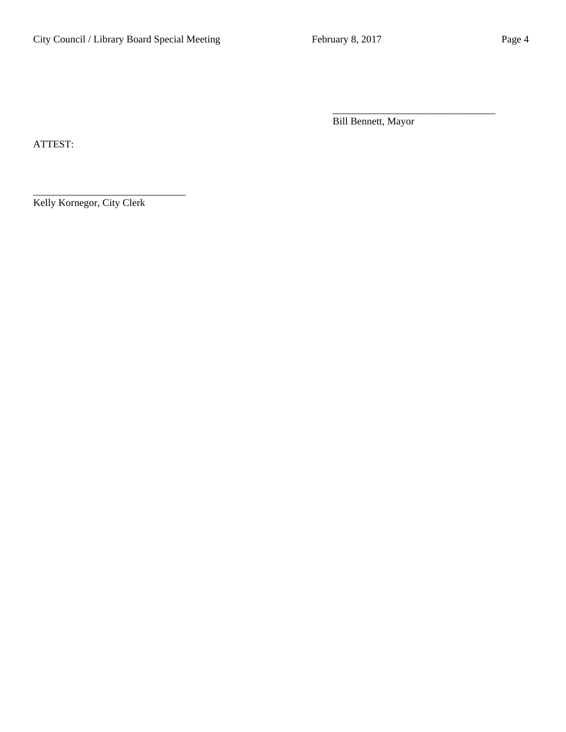\_\_\_\_\_\_\_\_\_\_\_\_\_\_\_\_\_\_\_\_\_\_\_\_\_\_\_\_\_\_\_\_
Bill Bennett, Mayor

ATTEST:

\_\_\_\_\_\_\_\_\_\_\_\_\_\_\_\_\_\_\_\_\_\_\_\_\_\_\_\_\_\_\_
Kelly Kornegor, City Clerk